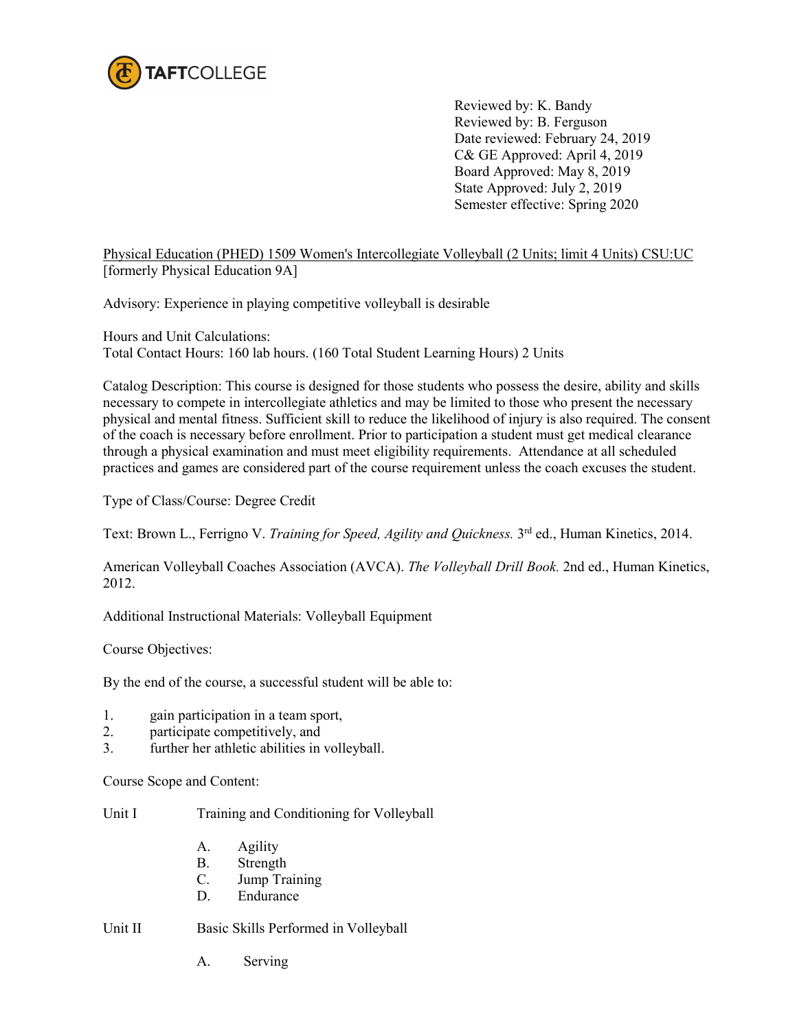TAFTCOLLEGE

Reviewed by: K. Bandy
Reviewed by: B. Ferguson
Date reviewed: February 24, 2019
C& GE Approved: April 4, 2019
Board Approved: May 8, 2019
State Approved: July 2, 2019
Semester effective: Spring 2020

Physical Education (PHED) 1509 Women's Intercollegiate Volleyball (2 Units; limit 4 Units) CSU:UC
[formerly Physical Education 9A]

Advisory: Experience in playing competitive volleyball is desirable

Hours and Unit Calculations:
Total Contact Hours: 160 lab hours. (160 Total Student Learning Hours) 2 Units

Catalog Description: This course is designed for those students who possess the desire, ability and skills necessary to compete in intercollegiate athletics and may be limited to those who present the necessary physical and mental fitness. Sufficient skill to reduce the likelihood of injury is also required. The consent of the coach is necessary before enrollment. Prior to participation a student must get medical clearance through a physical examination and must meet eligibility requirements. Attendance at all scheduled practices and games are considered part of the course requirement unless the coach excuses the student.

Type of Class/Course: Degree Credit

Text: Brown L., Ferrigno V. *Training for Speed, Agility and Quickness.* 3rd ed., Human Kinetics, 2014.

American Volleyball Coaches Association (AVCA). *The Volleyball Drill Book.* 2nd ed., Human Kinetics, 2012.

Additional Instructional Materials: Volleyball Equipment

Course Objectives:

By the end of the course, a successful student will be able to:

1. gain participation in a team sport,
2. participate competitively, and
3. further her athletic abilities in volleyball.

Course Scope and Content:

Unit I Training and Conditioning for Volleyball

- A. Agility
- B. Strength
- C. Jump Training
- D. Endurance

Unit II Basic Skills Performed in Volleyball

- A. Serving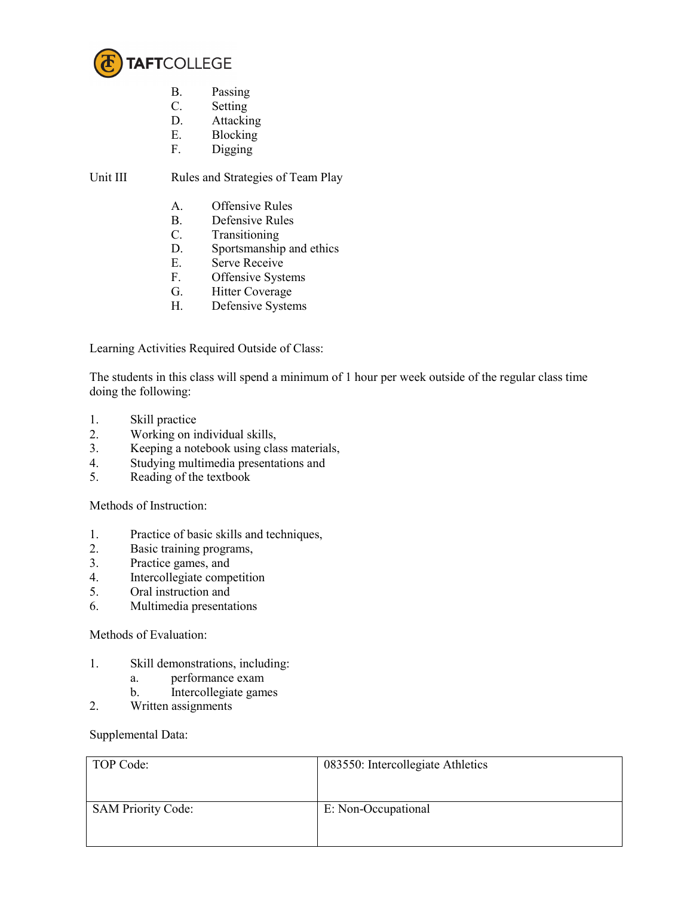B. Passing
C. Setting
D. Attacking
E. Blocking
F. Digging

Unit III Rules and Strategies of Team Play

A. Offensive Rules
B. Defensive Rules
C. Transitioning
D. Sportsmanship and ethics
E. Serve Receive
F. Offensive Systems
G. Hitter Coverage
H. Defensive Systems

Learning Activities Required Outside of Class:

The students in this class will spend a minimum of 1 hour per week outside of the regular class time doing the following:

1. Skill practice
2. Working on individual skills,
3. Keeping a notebook using class materials,
4. Studying multimedia presentations and
5. Reading of the textbook

Methods of Instruction:

1. Practice of basic skills and techniques,
2. Basic training programs,
3. Practice games, and
4. Intercollegiate competition
5. Oral instruction and
6. Multimedia presentations

Methods of Evaluation:

1. Skill demonstrations, including:
   a. performance exam
   b. Intercollegiate games
2. Written assignments

Supplemental Data:

| TOP Code: | 083550: Intercollegiate Athletics |
|---|---|
| SAM Priority Code: | E: Non-Occupational |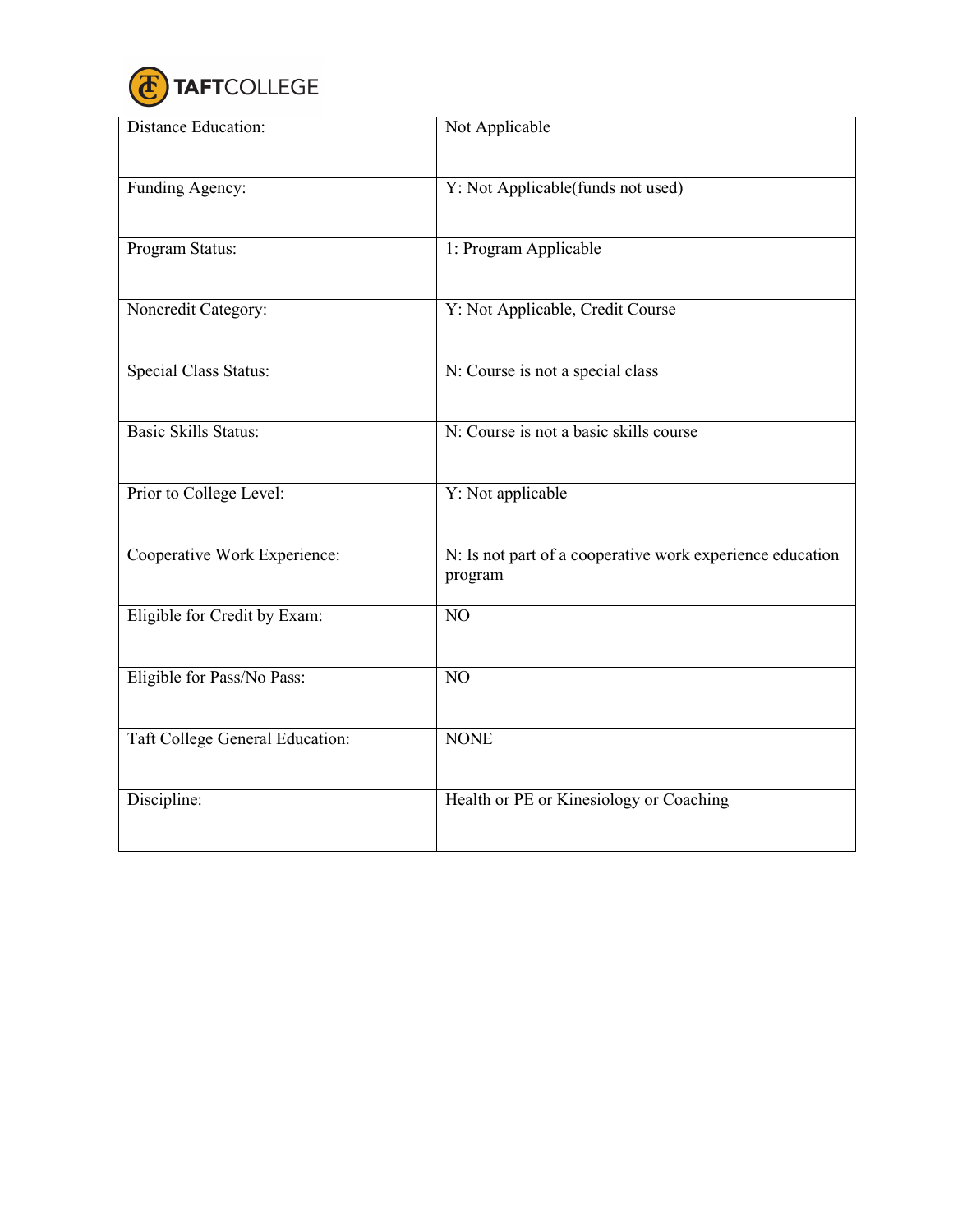| | |
|---|---|
| Distance Education: | Not Applicable |
| Funding Agency: | Y: Not Applicable(funds not used) |
| Program Status: | 1: Program Applicable |
| Noncredit Category: | Y: Not Applicable, Credit Course |
| Special Class Status: | N: Course is not a special class |
| Basic Skills Status: | N: Course is not a basic skills course |
| Prior to College Level: | Y: Not applicable |
| Cooperative Work Experience: | N: Is not part of a cooperative work experience education program |
| Eligible for Credit by Exam: | NO |
| Eligible for Pass/No Pass: | NO |
| Taft College General Education: | NONE |
| Discipline: | Health or PE or Kinesiology or Coaching |